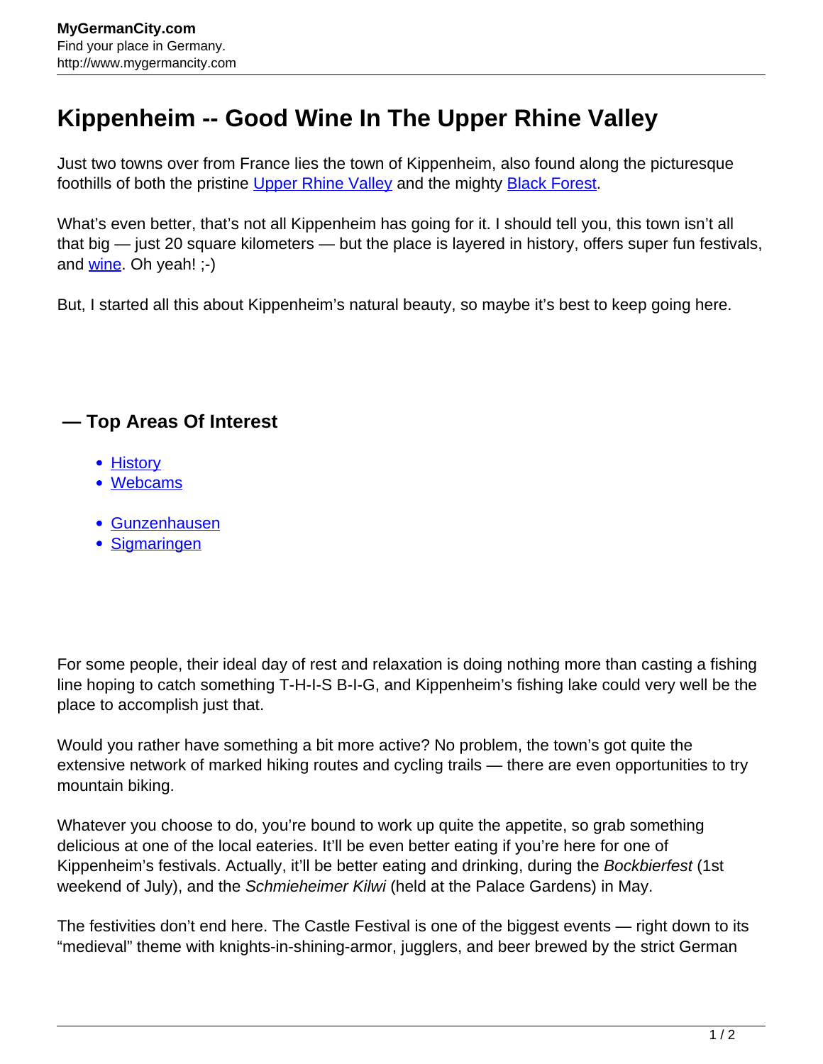# Kippenheim -- Good Wine In The Upper Rhine Valley

Just two towns over from France lies the town of Kippenheim, also found along the picturesque foothills of both the pristine Upper Rhine Valley and the mighty Black Forest.

What's even better, that's not all Kippenheim has going for it. I should tell you, this town isn't all that big — just 20 square kilometers — but the place is layered in history, offers super fun festivals, and wine. Oh yeah! ;-)

But, I started all this about Kippenheim's natural beauty, so maybe it's best to keep going here.

### — Top Areas Of Interest

- History
- Webcams

- Gunzenhausen
- Sigmaringen

For some people, their ideal day of rest and relaxation is doing nothing more than casting a fishing line hoping to catch something T-H-I-S B-I-G, and Kippenheim's fishing lake could very well be the place to accomplish just that.

Would you rather have something a bit more active? No problem, the town's got quite the extensive network of marked hiking routes and cycling trails — there are even opportunities to try mountain biking.

Whatever you choose to do, you're bound to work up quite the appetite, so grab something delicious at one of the local eateries. It'll be even better eating if you're here for one of Kippenheim's festivals. Actually, it'll be better eating and drinking, during the *Bockbierfest* (1st weekend of July), and the *Schmieheimer Kilwi* (held at the Palace Gardens) in May.

The festivities don't end here. The Castle Festival is one of the biggest events — right down to its "medieval" theme with knights-in-shining-armor, jugglers, and beer brewed by the strict German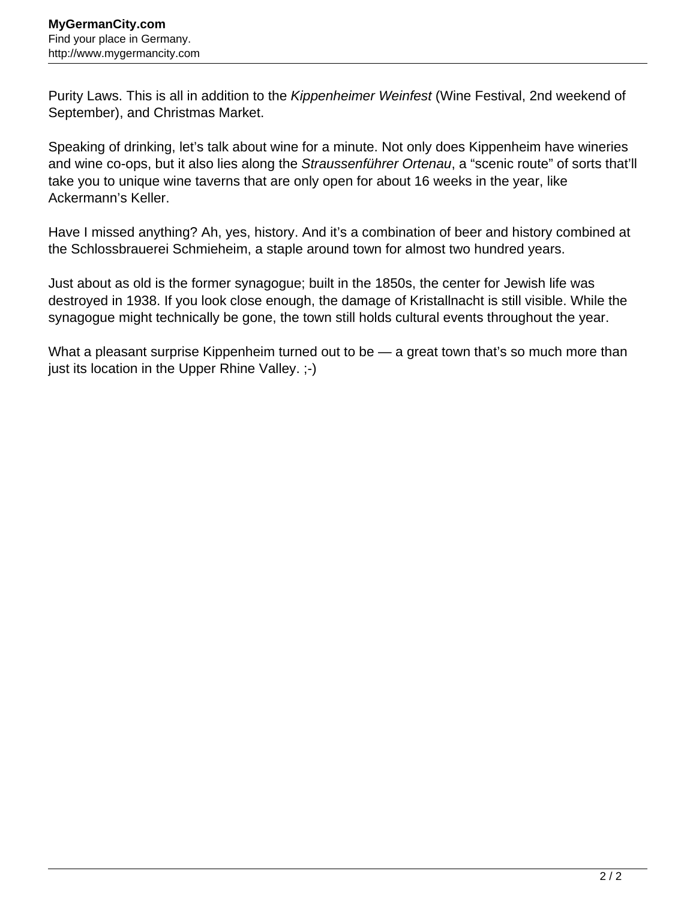Purity Laws. This is all in addition to the *Kippenheimer Weinfest* (Wine Festival, 2nd weekend of September), and Christmas Market.

Speaking of drinking, let's talk about wine for a minute. Not only does Kippenheim have wineries and wine co-ops, but it also lies along the *Straussenführer Ortenau*, a "scenic route" of sorts that'll take you to unique wine taverns that are only open for about 16 weeks in the year, like Ackermann's Keller.

Have I missed anything? Ah, yes, history. And it's a combination of beer and history combined at the Schlossbrauerei Schmieheim, a staple around town for almost two hundred years.

Just about as old is the former synagogue; built in the 1850s, the center for Jewish life was destroyed in 1938. If you look close enough, the damage of Kristallnacht is still visible. While the synagogue might technically be gone, the town still holds cultural events throughout the year.

What a pleasant surprise Kippenheim turned out to be — a great town that's so much more than just its location in the Upper Rhine Valley. ;-)